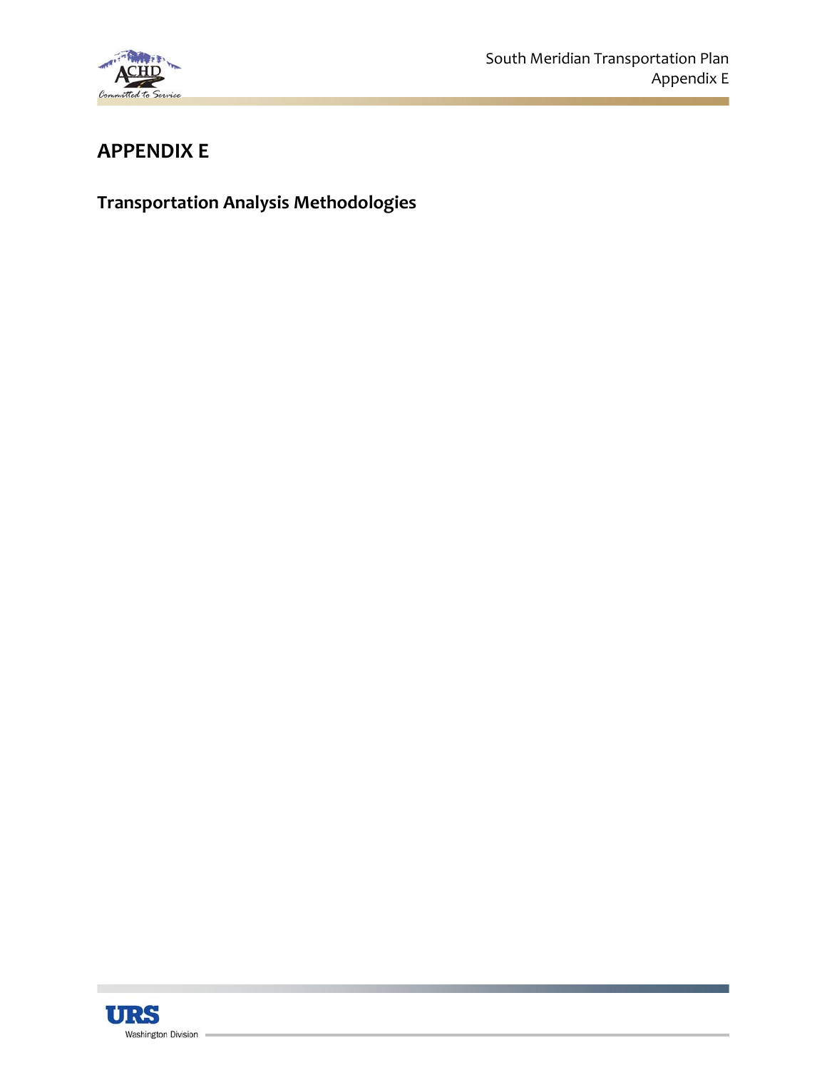# APPENDIX E

## Transportation Analysis Methodologies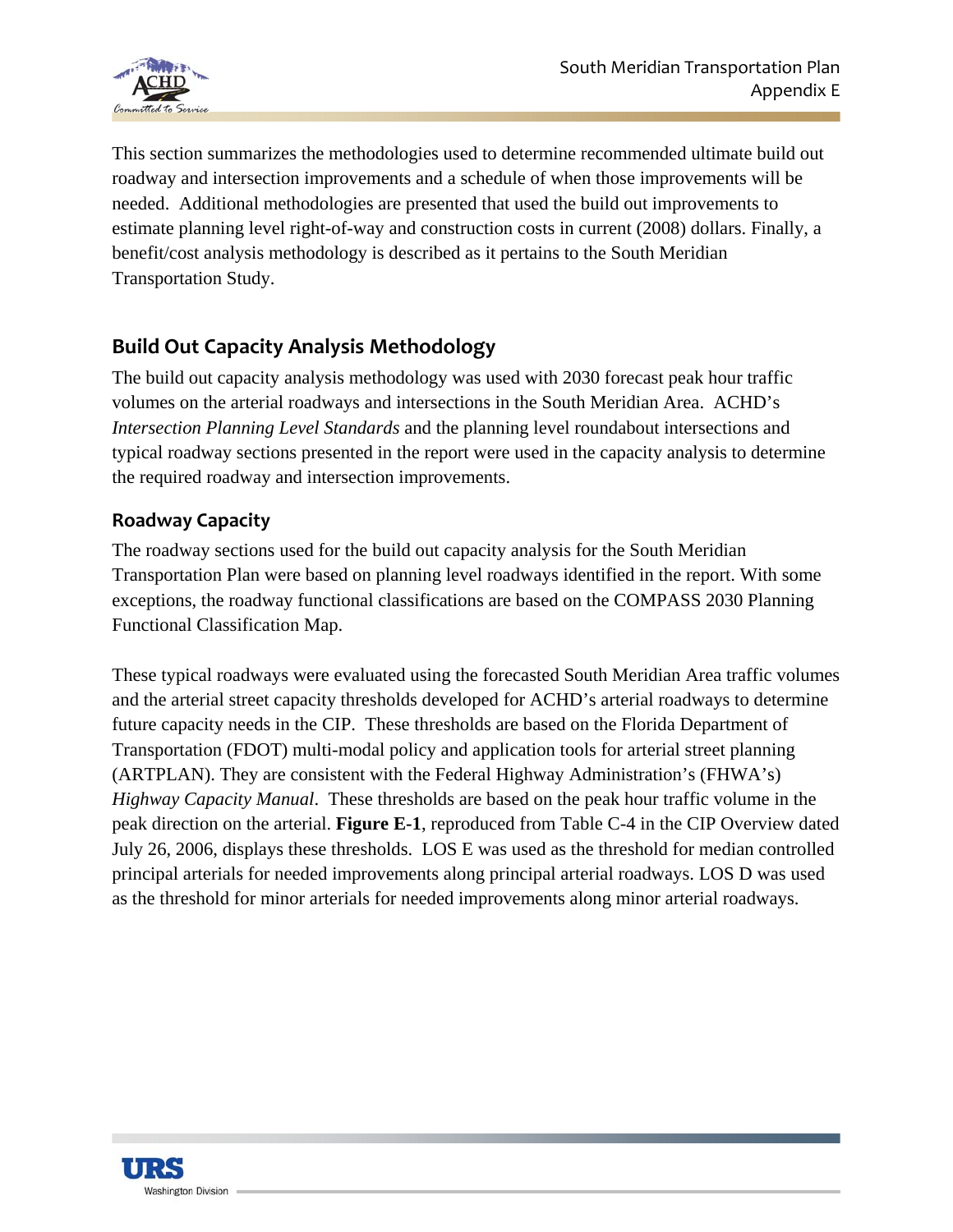This section summarizes the methodologies used to determine recommended ultimate build out roadway and intersection improvements and a schedule of when those improvements will be needed. Additional methodologies are presented that used the build out improvements to estimate planning level right-of-way and construction costs in current (2008) dollars. Finally, a benefit/cost analysis methodology is described as it pertains to the South Meridian Transportation Study.

## Build Out Capacity Analysis Methodology

The build out capacity analysis methodology was used with 2030 forecast peak hour traffic volumes on the arterial roadways and intersections in the South Meridian Area. ACHD's *Intersection Planning Level Standards* and the planning level roundabout intersections and typical roadway sections presented in the report were used in the capacity analysis to determine the required roadway and intersection improvements.

### Roadway Capacity

The roadway sections used for the build out capacity analysis for the South Meridian Transportation Plan were based on planning level roadways identified in the report. With some exceptions, the roadway functional classifications are based on the COMPASS 2030 Planning Functional Classification Map.

These typical roadways were evaluated using the forecasted South Meridian Area traffic volumes and the arterial street capacity thresholds developed for ACHD's arterial roadways to determine future capacity needs in the CIP. These thresholds are based on the Florida Department of Transportation (FDOT) multi-modal policy and application tools for arterial street planning (ARTPLAN). They are consistent with the Federal Highway Administration's (FHWA's) *Highway Capacity Manual*. These thresholds are based on the peak hour traffic volume in the peak direction on the arterial. **Figure E-1**, reproduced from Table C-4 in the CIP Overview dated July 26, 2006, displays these thresholds. LOS E was used as the threshold for median controlled principal arterials for needed improvements along principal arterial roadways. LOS D was used as the threshold for minor arterials for needed improvements along minor arterial roadways.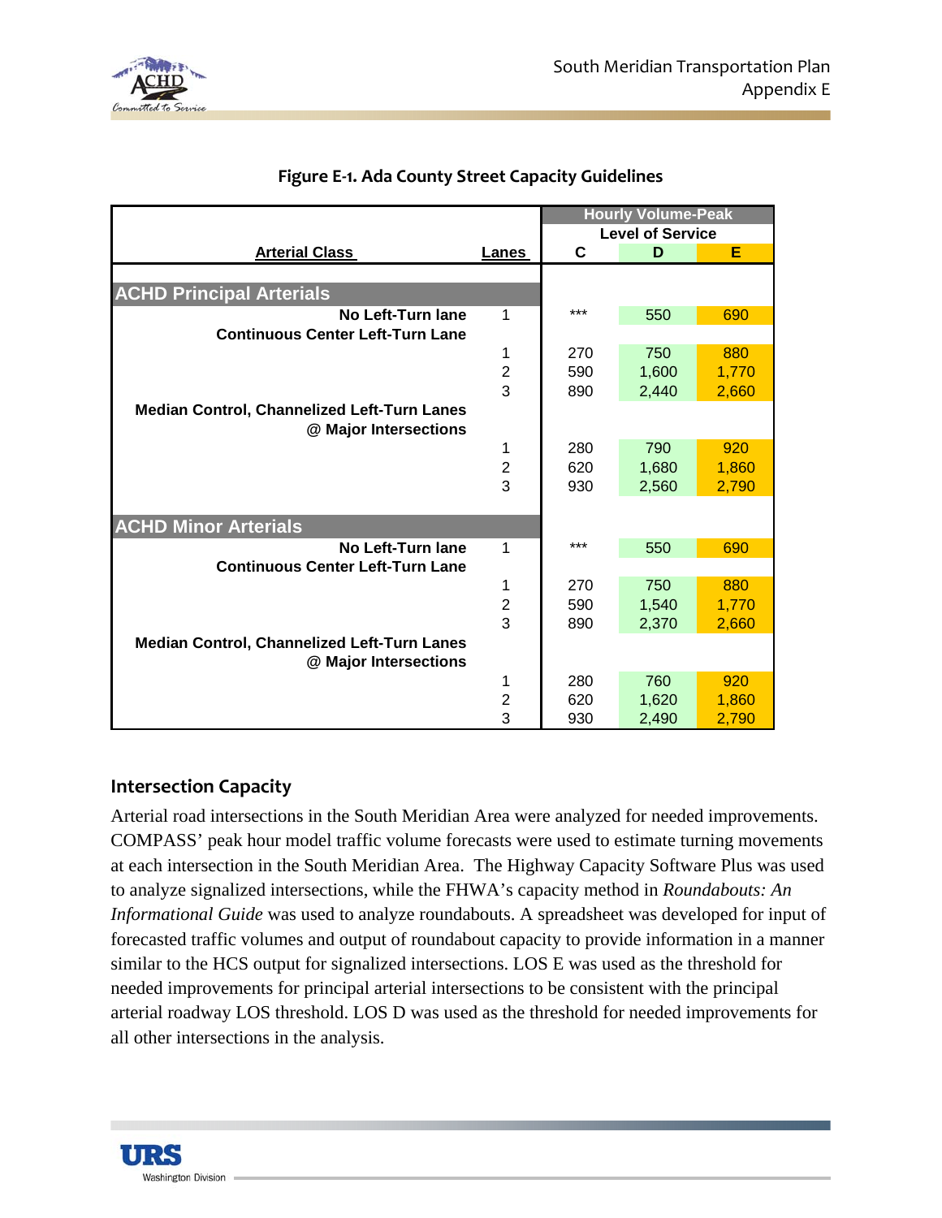**Figure E-1. Ada County Street Capacity Guidelines**

| Arterial Class | Lanes | Hourly Volume-Peak Level of Service C | D | E |
|---|---|---|---|---|
| **ACHD Principal Arterials** | | | | |
| No Left-Turn lane | 1 | *** | 550 | 690 |
| Continuous Center Left-Turn Lane | | | | |
| | 1 | 270 | 750 | 880 |
| | 2 | 590 | 1,600 | 1,770 |
| | 3 | 890 | 2,440 | 2,660 |
| Median Control, Channelized Left-Turn Lanes @ Major Intersections | | | | |
| | 1 | 280 | 790 | 920 |
| | 2 | 620 | 1,680 | 1,860 |
| | 3 | 930 | 2,560 | 2,790 |
| **ACHD Minor Arterials** | | | | |
| No Left-Turn lane | 1 | *** | 550 | 690 |
| Continuous Center Left-Turn Lane | | | | |
| | 1 | 270 | 750 | 880 |
| | 2 | 590 | 1,540 | 1,770 |
| | 3 | 890 | 2,370 | 2,660 |
| Median Control, Channelized Left-Turn Lanes @ Major Intersections | | | | |
| | 1 | 280 | 760 | 920 |
| | 2 | 620 | 1,620 | 1,860 |
| | 3 | 930 | 2,490 | 2,790 |

## Intersection Capacity

Arterial road intersections in the South Meridian Area were analyzed for needed improvements. COMPASS' peak hour model traffic volume forecasts were used to estimate turning movements at each intersection in the South Meridian Area. The Highway Capacity Software Plus was used to analyze signalized intersections, while the FHWA's capacity method in *Roundabouts: An Informational Guide* was used to analyze roundabouts. A spreadsheet was developed for input of forecasted traffic volumes and output of roundabout capacity to provide information in a manner similar to the HCS output for signalized intersections. LOS E was used as the threshold for needed improvements for principal arterial intersections to be consistent with the principal arterial roadway LOS threshold. LOS D was used as the threshold for needed improvements for all other intersections in the analysis.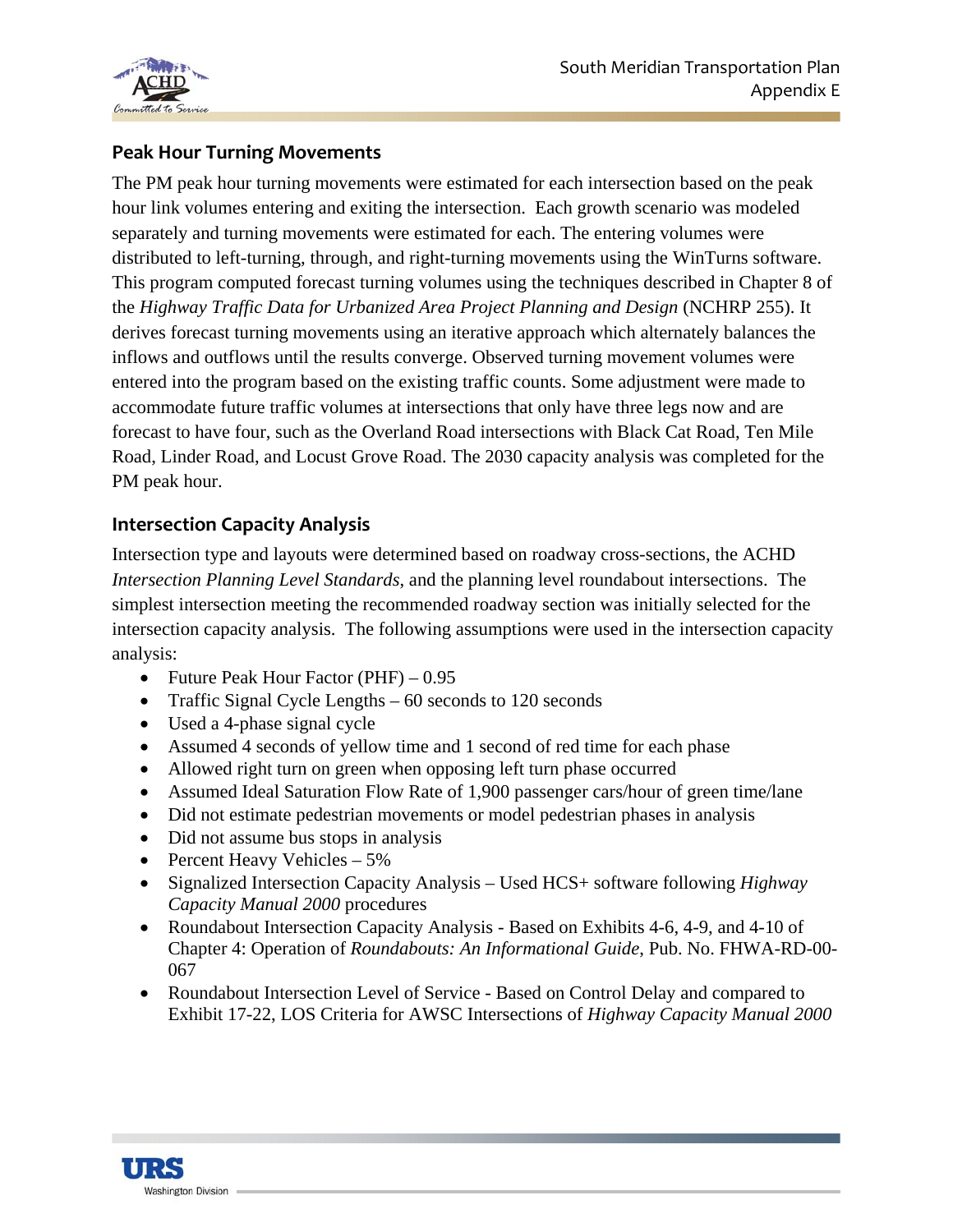## Peak Hour Turning Movements

The PM peak hour turning movements were estimated for each intersection based on the peak hour link volumes entering and exiting the intersection. Each growth scenario was modeled separately and turning movements were estimated for each. The entering volumes were distributed to left-turning, through, and right-turning movements using the WinTurns software. This program computed forecast turning volumes using the techniques described in Chapter 8 of the *Highway Traffic Data for Urbanized Area Project Planning and Design* (NCHRP 255). It derives forecast turning movements using an iterative approach which alternately balances the inflows and outflows until the results converge. Observed turning movement volumes were entered into the program based on the existing traffic counts. Some adjustment were made to accommodate future traffic volumes at intersections that only have three legs now and are forecast to have four, such as the Overland Road intersections with Black Cat Road, Ten Mile Road, Linder Road, and Locust Grove Road. The 2030 capacity analysis was completed for the PM peak hour.

## Intersection Capacity Analysis

Intersection type and layouts were determined based on roadway cross-sections, the ACHD *Intersection Planning Level Standards*, and the planning level roundabout intersections. The simplest intersection meeting the recommended roadway section was initially selected for the intersection capacity analysis. The following assumptions were used in the intersection capacity analysis:

- Future Peak Hour Factor (PHF) – 0.95
- Traffic Signal Cycle Lengths – 60 seconds to 120 seconds
- Used a 4-phase signal cycle
- Assumed 4 seconds of yellow time and 1 second of red time for each phase
- Allowed right turn on green when opposing left turn phase occurred
- Assumed Ideal Saturation Flow Rate of 1,900 passenger cars/hour of green time/lane
- Did not estimate pedestrian movements or model pedestrian phases in analysis
- Did not assume bus stops in analysis
- Percent Heavy Vehicles – 5%
- Signalized Intersection Capacity Analysis – Used HCS+ software following *Highway Capacity Manual 2000* procedures
- Roundabout Intersection Capacity Analysis - Based on Exhibits 4-6, 4-9, and 4-10 of Chapter 4: Operation of *Roundabouts: An Informational Guide*, Pub. No. FHWA-RD-00-067
- Roundabout Intersection Level of Service - Based on Control Delay and compared to Exhibit 17-22, LOS Criteria for AWSC Intersections of *Highway Capacity Manual 2000*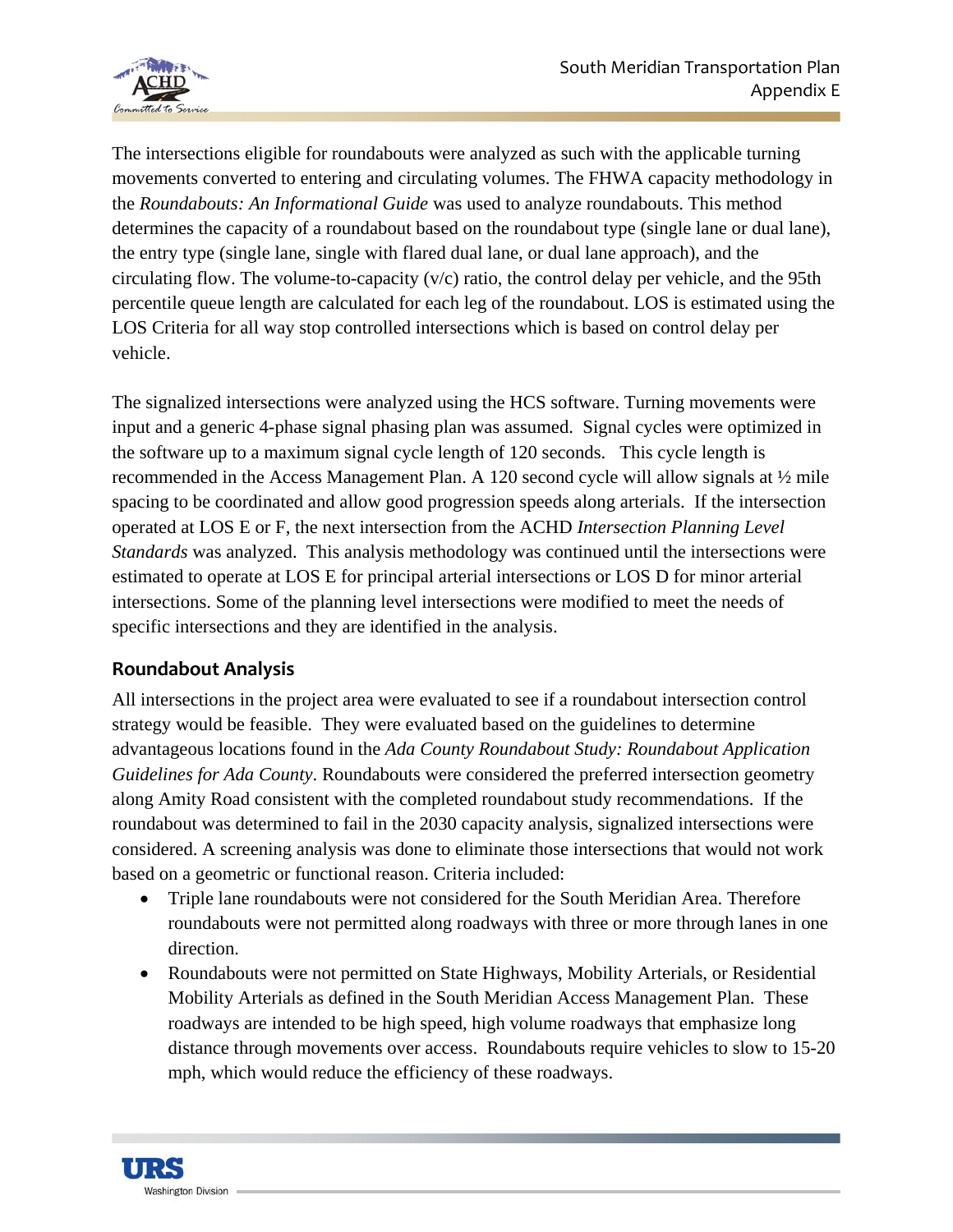The intersections eligible for roundabouts were analyzed as such with the applicable turning movements converted to entering and circulating volumes. The FHWA capacity methodology in the *Roundabouts: An Informational Guide* was used to analyze roundabouts. This method determines the capacity of a roundabout based on the roundabout type (single lane or dual lane), the entry type (single lane, single with flared dual lane, or dual lane approach), and the circulating flow. The volume-to-capacity (v/c) ratio, the control delay per vehicle, and the 95th percentile queue length are calculated for each leg of the roundabout. LOS is estimated using the LOS Criteria for all way stop controlled intersections which is based on control delay per vehicle.

The signalized intersections were analyzed using the HCS software. Turning movements were input and a generic 4-phase signal phasing plan was assumed. Signal cycles were optimized in the software up to a maximum signal cycle length of 120 seconds. This cycle length is recommended in the Access Management Plan. A 120 second cycle will allow signals at ½ mile spacing to be coordinated and allow good progression speeds along arterials. If the intersection operated at LOS E or F, the next intersection from the ACHD *Intersection Planning Level Standards* was analyzed. This analysis methodology was continued until the intersections were estimated to operate at LOS E for principal arterial intersections or LOS D for minor arterial intersections. Some of the planning level intersections were modified to meet the needs of specific intersections and they are identified in the analysis.

## Roundabout Analysis

All intersections in the project area were evaluated to see if a roundabout intersection control strategy would be feasible. They were evaluated based on the guidelines to determine advantageous locations found in the *Ada County Roundabout Study: Roundabout Application Guidelines for Ada County*. Roundabouts were considered the preferred intersection geometry along Amity Road consistent with the completed roundabout study recommendations. If the roundabout was determined to fail in the 2030 capacity analysis, signalized intersections were considered. A screening analysis was done to eliminate those intersections that would not work based on a geometric or functional reason. Criteria included:

- Triple lane roundabouts were not considered for the South Meridian Area. Therefore roundabouts were not permitted along roadways with three or more through lanes in one direction.
- Roundabouts were not permitted on State Highways, Mobility Arterials, or Residential Mobility Arterials as defined in the South Meridian Access Management Plan. These roadways are intended to be high speed, high volume roadways that emphasize long distance through movements over access. Roundabouts require vehicles to slow to 15-20 mph, which would reduce the efficiency of these roadways.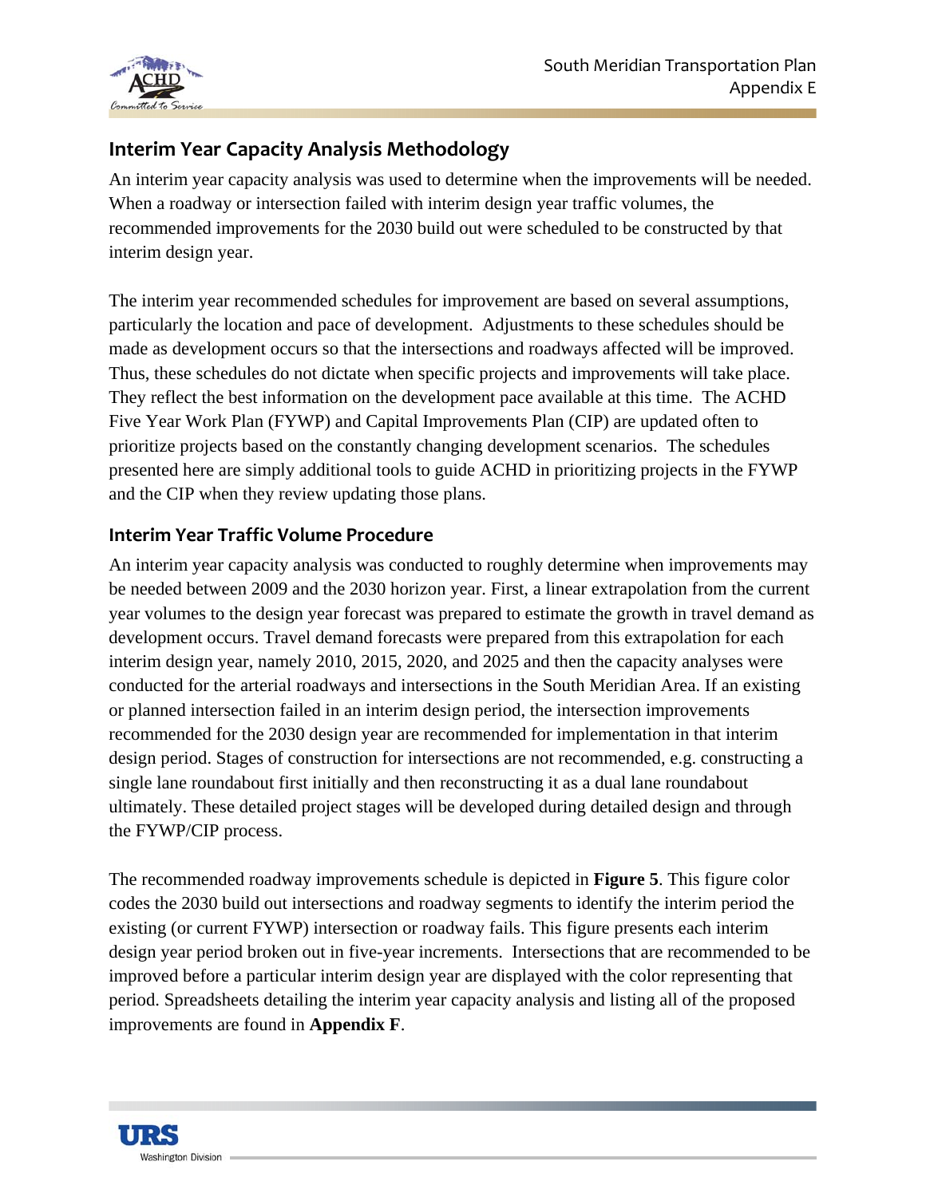## Interim Year Capacity Analysis Methodology

An interim year capacity analysis was used to determine when the improvements will be needed. When a roadway or intersection failed with interim design year traffic volumes, the recommended improvements for the 2030 build out were scheduled to be constructed by that interim design year.

The interim year recommended schedules for improvement are based on several assumptions, particularly the location and pace of development. Adjustments to these schedules should be made as development occurs so that the intersections and roadways affected will be improved. Thus, these schedules do not dictate when specific projects and improvements will take place. They reflect the best information on the development pace available at this time. The ACHD Five Year Work Plan (FYWP) and Capital Improvements Plan (CIP) are updated often to prioritize projects based on the constantly changing development scenarios. The schedules presented here are simply additional tools to guide ACHD in prioritizing projects in the FYWP and the CIP when they review updating those plans.

### Interim Year Traffic Volume Procedure

An interim year capacity analysis was conducted to roughly determine when improvements may be needed between 2009 and the 2030 horizon year. First, a linear extrapolation from the current year volumes to the design year forecast was prepared to estimate the growth in travel demand as development occurs. Travel demand forecasts were prepared from this extrapolation for each interim design year, namely 2010, 2015, 2020, and 2025 and then the capacity analyses were conducted for the arterial roadways and intersections in the South Meridian Area. If an existing or planned intersection failed in an interim design period, the intersection improvements recommended for the 2030 design year are recommended for implementation in that interim design period. Stages of construction for intersections are not recommended, e.g. constructing a single lane roundabout first initially and then reconstructing it as a dual lane roundabout ultimately. These detailed project stages will be developed during detailed design and through the FYWP/CIP process.

The recommended roadway improvements schedule is depicted in **Figure 5**. This figure color codes the 2030 build out intersections and roadway segments to identify the interim period the existing (or current FYWP) intersection or roadway fails. This figure presents each interim design year period broken out in five-year increments. Intersections that are recommended to be improved before a particular interim design year are displayed with the color representing that period. Spreadsheets detailing the interim year capacity analysis and listing all of the proposed improvements are found in **Appendix F**.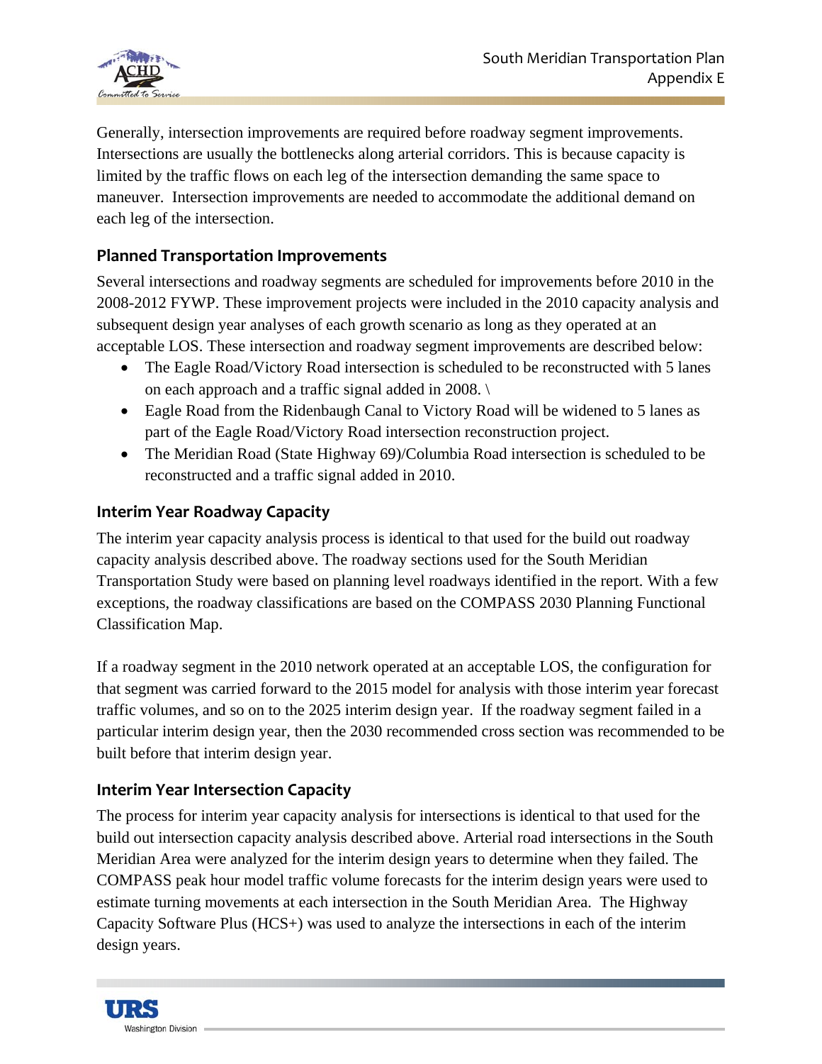Generally, intersection improvements are required before roadway segment improvements. Intersections are usually the bottlenecks along arterial corridors. This is because capacity is limited by the traffic flows on each leg of the intersection demanding the same space to maneuver. Intersection improvements are needed to accommodate the additional demand on each leg of the intersection.

## Planned Transportation Improvements

Several intersections and roadway segments are scheduled for improvements before 2010 in the 2008-2012 FYWP. These improvement projects were included in the 2010 capacity analysis and subsequent design year analyses of each growth scenario as long as they operated at an acceptable LOS. These intersection and roadway segment improvements are described below:

- The Eagle Road/Victory Road intersection is scheduled to be reconstructed with 5 lanes on each approach and a traffic signal added in 2008. \
- Eagle Road from the Ridenbaugh Canal to Victory Road will be widened to 5 lanes as part of the Eagle Road/Victory Road intersection reconstruction project.
- The Meridian Road (State Highway 69)/Columbia Road intersection is scheduled to be reconstructed and a traffic signal added in 2010.

## Interim Year Roadway Capacity

The interim year capacity analysis process is identical to that used for the build out roadway capacity analysis described above. The roadway sections used for the South Meridian Transportation Study were based on planning level roadways identified in the report. With a few exceptions, the roadway classifications are based on the COMPASS 2030 Planning Functional Classification Map.

If a roadway segment in the 2010 network operated at an acceptable LOS, the configuration for that segment was carried forward to the 2015 model for analysis with those interim year forecast traffic volumes, and so on to the 2025 interim design year. If the roadway segment failed in a particular interim design year, then the 2030 recommended cross section was recommended to be built before that interim design year.

## Interim Year Intersection Capacity

The process for interim year capacity analysis for intersections is identical to that used for the build out intersection capacity analysis described above. Arterial road intersections in the South Meridian Area were analyzed for the interim design years to determine when they failed. The COMPASS peak hour model traffic volume forecasts for the interim design years were used to estimate turning movements at each intersection in the South Meridian Area. The Highway Capacity Software Plus (HCS+) was used to analyze the intersections in each of the interim design years.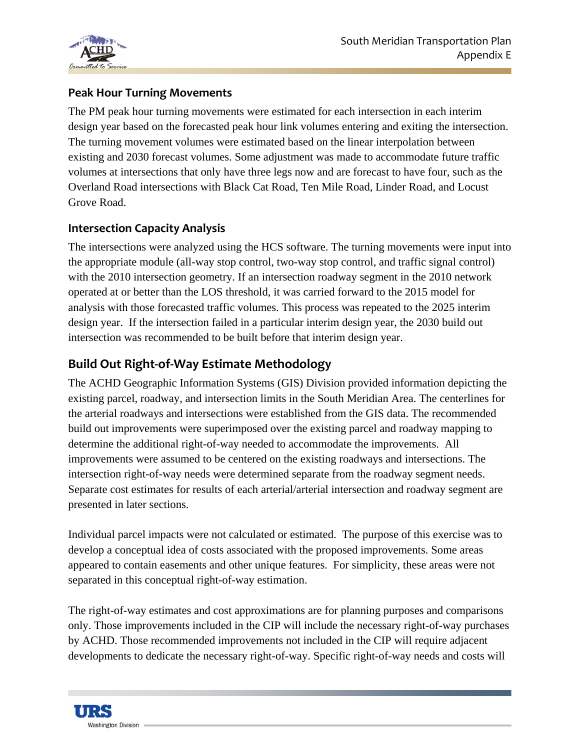### Peak Hour Turning Movements

The PM peak hour turning movements were estimated for each intersection in each interim design year based on the forecasted peak hour link volumes entering and exiting the intersection. The turning movement volumes were estimated based on the linear interpolation between existing and 2030 forecast volumes. Some adjustment was made to accommodate future traffic volumes at intersections that only have three legs now and are forecast to have four, such as the Overland Road intersections with Black Cat Road, Ten Mile Road, Linder Road, and Locust Grove Road.

### Intersection Capacity Analysis

The intersections were analyzed using the HCS software. The turning movements were input into the appropriate module (all-way stop control, two-way stop control, and traffic signal control) with the 2010 intersection geometry. If an intersection roadway segment in the 2010 network operated at or better than the LOS threshold, it was carried forward to the 2015 model for analysis with those forecasted traffic volumes. This process was repeated to the 2025 interim design year. If the intersection failed in a particular interim design year, the 2030 build out intersection was recommended to be built before that interim design year.

## Build Out Right-of-Way Estimate Methodology

The ACHD Geographic Information Systems (GIS) Division provided information depicting the existing parcel, roadway, and intersection limits in the South Meridian Area. The centerlines for the arterial roadways and intersections were established from the GIS data. The recommended build out improvements were superimposed over the existing parcel and roadway mapping to determine the additional right-of-way needed to accommodate the improvements. All improvements were assumed to be centered on the existing roadways and intersections. The intersection right-of-way needs were determined separate from the roadway segment needs. Separate cost estimates for results of each arterial/arterial intersection and roadway segment are presented in later sections.

Individual parcel impacts were not calculated or estimated. The purpose of this exercise was to develop a conceptual idea of costs associated with the proposed improvements. Some areas appeared to contain easements and other unique features. For simplicity, these areas were not separated in this conceptual right-of-way estimation.

The right-of-way estimates and cost approximations are for planning purposes and comparisons only. Those improvements included in the CIP will include the necessary right-of-way purchases by ACHD. Those recommended improvements not included in the CIP will require adjacent developments to dedicate the necessary right-of-way. Specific right-of-way needs and costs will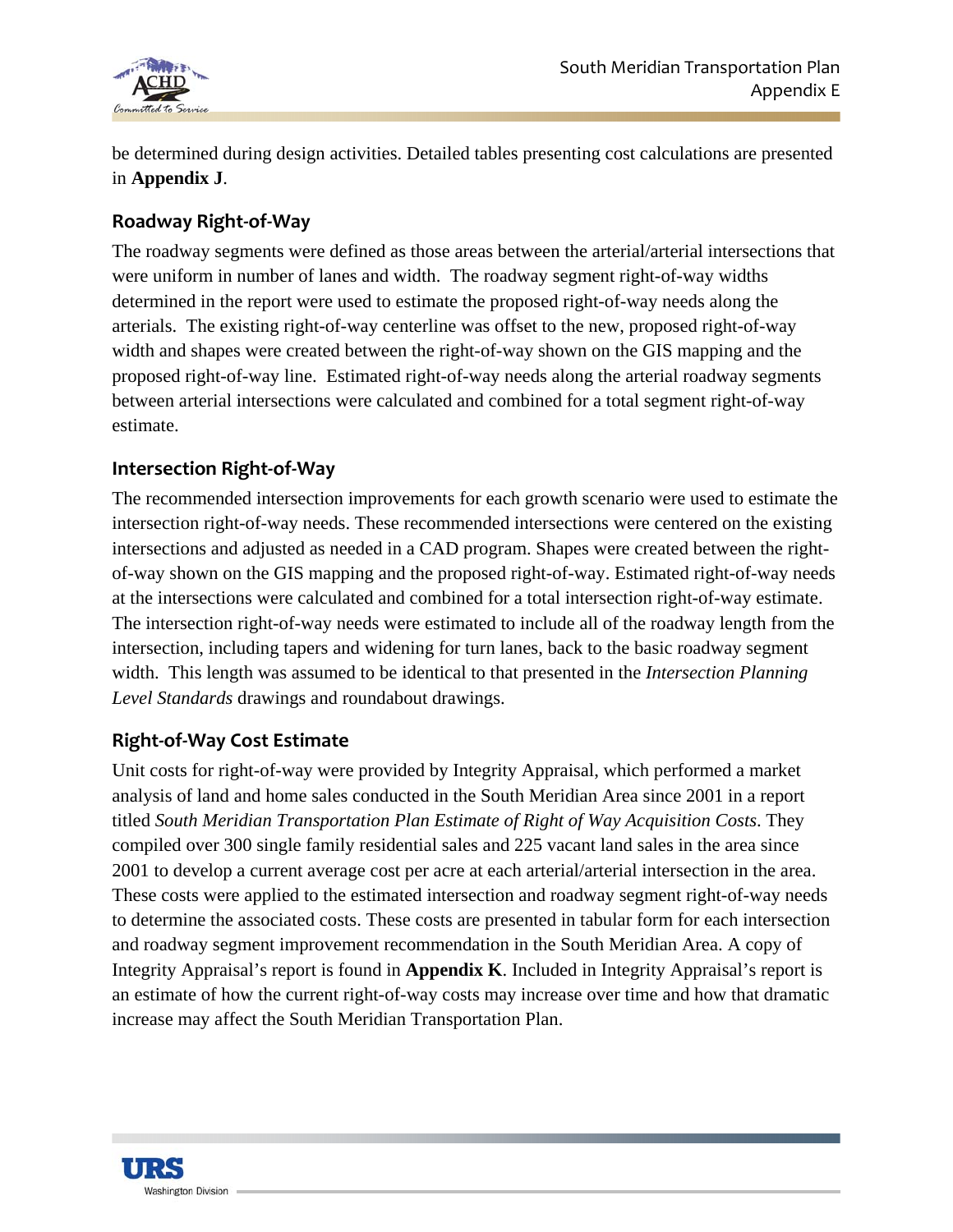be determined during design activities. Detailed tables presenting cost calculations are presented in **Appendix J**.

### Roadway Right-of-Way

The roadway segments were defined as those areas between the arterial/arterial intersections that were uniform in number of lanes and width. The roadway segment right-of-way widths determined in the report were used to estimate the proposed right-of-way needs along the arterials. The existing right-of-way centerline was offset to the new, proposed right-of-way width and shapes were created between the right-of-way shown on the GIS mapping and the proposed right-of-way line. Estimated right-of-way needs along the arterial roadway segments between arterial intersections were calculated and combined for a total segment right-of-way estimate.

### Intersection Right-of-Way

The recommended intersection improvements for each growth scenario were used to estimate the intersection right-of-way needs. These recommended intersections were centered on the existing intersections and adjusted as needed in a CAD program. Shapes were created between the right-of-way shown on the GIS mapping and the proposed right-of-way. Estimated right-of-way needs at the intersections were calculated and combined for a total intersection right-of-way estimate. The intersection right-of-way needs were estimated to include all of the roadway length from the intersection, including tapers and widening for turn lanes, back to the basic roadway segment width. This length was assumed to be identical to that presented in the *Intersection Planning Level Standards* drawings and roundabout drawings.

### Right-of-Way Cost Estimate

Unit costs for right-of-way were provided by Integrity Appraisal, which performed a market analysis of land and home sales conducted in the South Meridian Area since 2001 in a report titled *South Meridian Transportation Plan Estimate of Right of Way Acquisition Costs*. They compiled over 300 single family residential sales and 225 vacant land sales in the area since 2001 to develop a current average cost per acre at each arterial/arterial intersection in the area. These costs were applied to the estimated intersection and roadway segment right-of-way needs to determine the associated costs. These costs are presented in tabular form for each intersection and roadway segment improvement recommendation in the South Meridian Area. A copy of Integrity Appraisal's report is found in **Appendix K**. Included in Integrity Appraisal's report is an estimate of how the current right-of-way costs may increase over time and how that dramatic increase may affect the South Meridian Transportation Plan.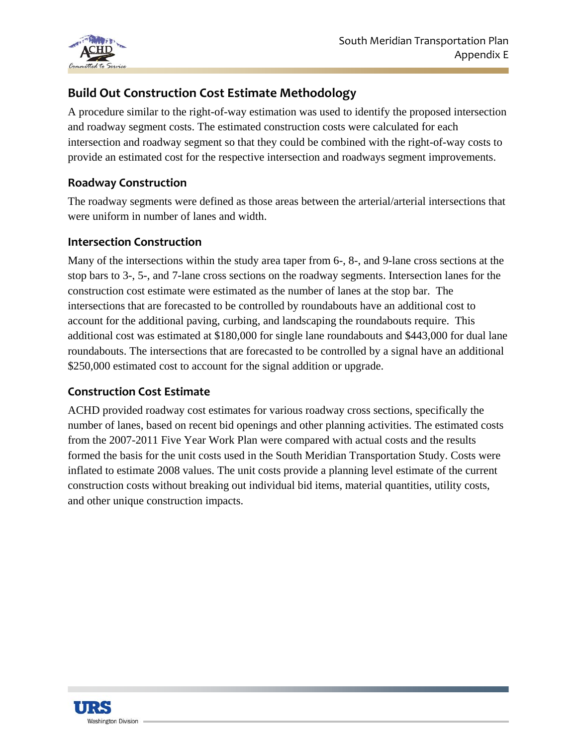## Build Out Construction Cost Estimate Methodology

A procedure similar to the right-of-way estimation was used to identify the proposed intersection and roadway segment costs. The estimated construction costs were calculated for each intersection and roadway segment so that they could be combined with the right-of-way costs to provide an estimated cost for the respective intersection and roadways segment improvements.

### Roadway Construction

The roadway segments were defined as those areas between the arterial/arterial intersections that were uniform in number of lanes and width.

### Intersection Construction

Many of the intersections within the study area taper from 6-, 8-, and 9-lane cross sections at the stop bars to 3-, 5-, and 7-lane cross sections on the roadway segments. Intersection lanes for the construction cost estimate were estimated as the number of lanes at the stop bar. The intersections that are forecasted to be controlled by roundabouts have an additional cost to account for the additional paving, curbing, and landscaping the roundabouts require. This additional cost was estimated at $180,000 for single lane roundabouts and $443,000 for dual lane roundabouts. The intersections that are forecasted to be controlled by a signal have an additional $250,000 estimated cost to account for the signal addition or upgrade.

### Construction Cost Estimate

ACHD provided roadway cost estimates for various roadway cross sections, specifically the number of lanes, based on recent bid openings and other planning activities. The estimated costs from the 2007-2011 Five Year Work Plan were compared with actual costs and the results formed the basis for the unit costs used in the South Meridian Transportation Study. Costs were inflated to estimate 2008 values. The unit costs provide a planning level estimate of the current construction costs without breaking out individual bid items, material quantities, utility costs, and other unique construction impacts.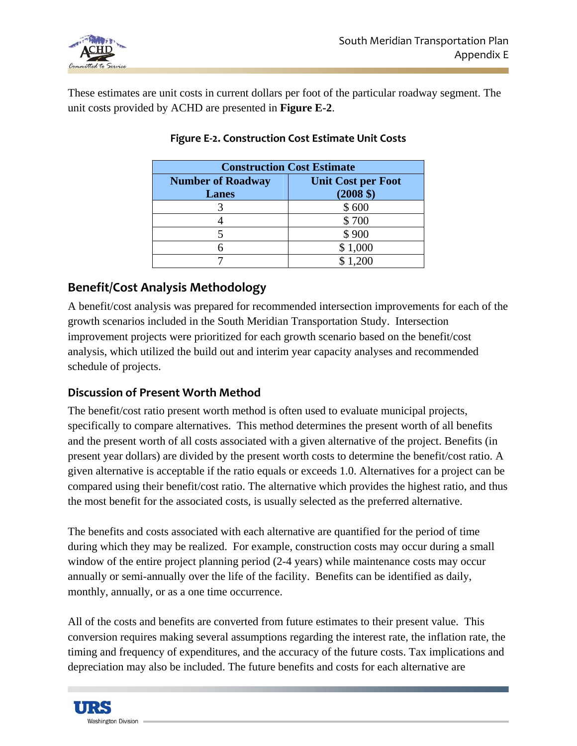These estimates are unit costs in current dollars per foot of the particular roadway segment. The unit costs provided by ACHD are presented in **Figure E-2**.

**Figure E-2. Construction Cost Estimate Unit Costs**

| Construction Cost Estimate | |
|---|---|
| **Number of Roadway Lanes** | **Unit Cost per Foot (2008 $)** |
| 3 | $ 600 |
| 4 | $ 700 |
| 5 | $ 900 |
| 6 | $ 1,000 |
| 7 | $ 1,200 |

## Benefit/Cost Analysis Methodology

A benefit/cost analysis was prepared for recommended intersection improvements for each of the growth scenarios included in the South Meridian Transportation Study. Intersection improvement projects were prioritized for each growth scenario based on the benefit/cost analysis, which utilized the build out and interim year capacity analyses and recommended schedule of projects.

### Discussion of Present Worth Method

The benefit/cost ratio present worth method is often used to evaluate municipal projects, specifically to compare alternatives. This method determines the present worth of all benefits and the present worth of all costs associated with a given alternative of the project. Benefits (in present year dollars) are divided by the present worth costs to determine the benefit/cost ratio. A given alternative is acceptable if the ratio equals or exceeds 1.0. Alternatives for a project can be compared using their benefit/cost ratio. The alternative which provides the highest ratio, and thus the most benefit for the associated costs, is usually selected as the preferred alternative.

The benefits and costs associated with each alternative are quantified for the period of time during which they may be realized. For example, construction costs may occur during a small window of the entire project planning period (2-4 years) while maintenance costs may occur annually or semi-annually over the life of the facility. Benefits can be identified as daily, monthly, annually, or as a one time occurrence.

All of the costs and benefits are converted from future estimates to their present value. This conversion requires making several assumptions regarding the interest rate, the inflation rate, the timing and frequency of expenditures, and the accuracy of the future costs. Tax implications and depreciation may also be included. The future benefits and costs for each alternative are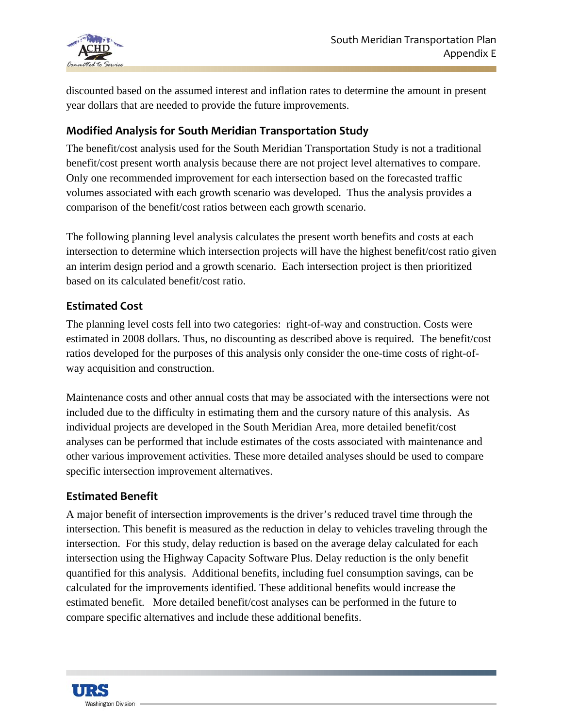discounted based on the assumed interest and inflation rates to determine the amount in present year dollars that are needed to provide the future improvements.

### Modified Analysis for South Meridian Transportation Study

The benefit/cost analysis used for the South Meridian Transportation Study is not a traditional benefit/cost present worth analysis because there are not project level alternatives to compare. Only one recommended improvement for each intersection based on the forecasted traffic volumes associated with each growth scenario was developed. Thus the analysis provides a comparison of the benefit/cost ratios between each growth scenario.

The following planning level analysis calculates the present worth benefits and costs at each intersection to determine which intersection projects will have the highest benefit/cost ratio given an interim design period and a growth scenario. Each intersection project is then prioritized based on its calculated benefit/cost ratio.

### Estimated Cost

The planning level costs fell into two categories: right-of-way and construction. Costs were estimated in 2008 dollars. Thus, no discounting as described above is required. The benefit/cost ratios developed for the purposes of this analysis only consider the one-time costs of right-of-way acquisition and construction.

Maintenance costs and other annual costs that may be associated with the intersections were not included due to the difficulty in estimating them and the cursory nature of this analysis. As individual projects are developed in the South Meridian Area, more detailed benefit/cost analyses can be performed that include estimates of the costs associated with maintenance and other various improvement activities. These more detailed analyses should be used to compare specific intersection improvement alternatives.

### Estimated Benefit

A major benefit of intersection improvements is the driver's reduced travel time through the intersection. This benefit is measured as the reduction in delay to vehicles traveling through the intersection. For this study, delay reduction is based on the average delay calculated for each intersection using the Highway Capacity Software Plus. Delay reduction is the only benefit quantified for this analysis. Additional benefits, including fuel consumption savings, can be calculated for the improvements identified. These additional benefits would increase the estimated benefit. More detailed benefit/cost analyses can be performed in the future to compare specific alternatives and include these additional benefits.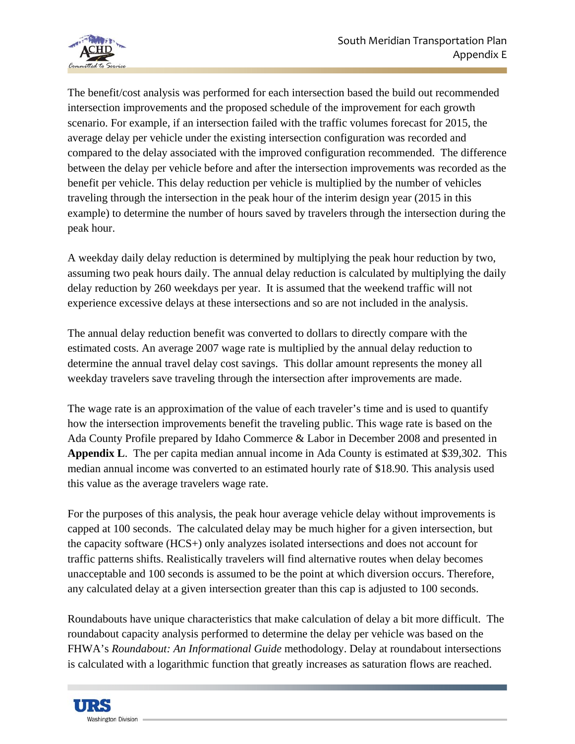The benefit/cost analysis was performed for each intersection based the build out recommended intersection improvements and the proposed schedule of the improvement for each growth scenario. For example, if an intersection failed with the traffic volumes forecast for 2015, the average delay per vehicle under the existing intersection configuration was recorded and compared to the delay associated with the improved configuration recommended. The difference between the delay per vehicle before and after the intersection improvements was recorded as the benefit per vehicle. This delay reduction per vehicle is multiplied by the number of vehicles traveling through the intersection in the peak hour of the interim design year (2015 in this example) to determine the number of hours saved by travelers through the intersection during the peak hour.

A weekday daily delay reduction is determined by multiplying the peak hour reduction by two, assuming two peak hours daily. The annual delay reduction is calculated by multiplying the daily delay reduction by 260 weekdays per year. It is assumed that the weekend traffic will not experience excessive delays at these intersections and so are not included in the analysis.

The annual delay reduction benefit was converted to dollars to directly compare with the estimated costs. An average 2007 wage rate is multiplied by the annual delay reduction to determine the annual travel delay cost savings. This dollar amount represents the money all weekday travelers save traveling through the intersection after improvements are made.

The wage rate is an approximation of the value of each traveler's time and is used to quantify how the intersection improvements benefit the traveling public. This wage rate is based on the Ada County Profile prepared by Idaho Commerce & Labor in December 2008 and presented in **Appendix L**. The per capita median annual income in Ada County is estimated at $39,302. This median annual income was converted to an estimated hourly rate of $18.90. This analysis used this value as the average travelers wage rate.

For the purposes of this analysis, the peak hour average vehicle delay without improvements is capped at 100 seconds. The calculated delay may be much higher for a given intersection, but the capacity software (HCS+) only analyzes isolated intersections and does not account for traffic patterns shifts. Realistically travelers will find alternative routes when delay becomes unacceptable and 100 seconds is assumed to be the point at which diversion occurs. Therefore, any calculated delay at a given intersection greater than this cap is adjusted to 100 seconds.

Roundabouts have unique characteristics that make calculation of delay a bit more difficult. The roundabout capacity analysis performed to determine the delay per vehicle was based on the FHWA's *Roundabout: An Informational Guide* methodology. Delay at roundabout intersections is calculated with a logarithmic function that greatly increases as saturation flows are reached.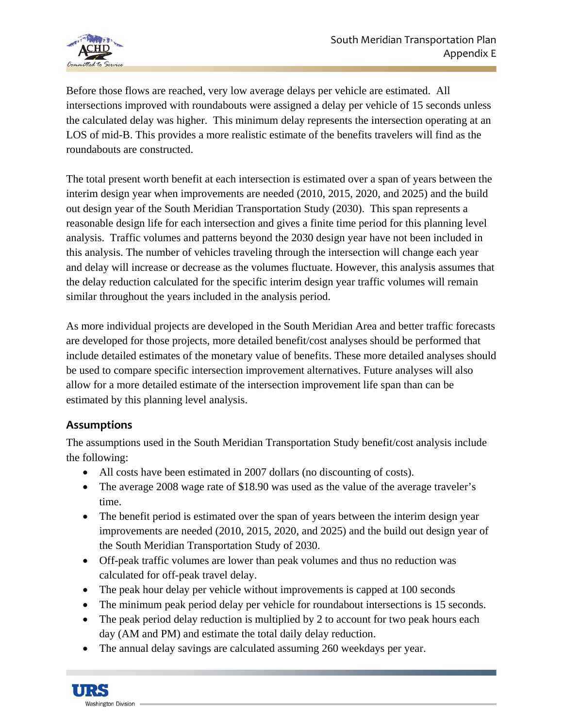Before those flows are reached, very low average delays per vehicle are estimated. All intersections improved with roundabouts were assigned a delay per vehicle of 15 seconds unless the calculated delay was higher. This minimum delay represents the intersection operating at an LOS of mid-B. This provides a more realistic estimate of the benefits travelers will find as the roundabouts are constructed.

The total present worth benefit at each intersection is estimated over a span of years between the interim design year when improvements are needed (2010, 2015, 2020, and 2025) and the build out design year of the South Meridian Transportation Study (2030). This span represents a reasonable design life for each intersection and gives a finite time period for this planning level analysis. Traffic volumes and patterns beyond the 2030 design year have not been included in this analysis. The number of vehicles traveling through the intersection will change each year and delay will increase or decrease as the volumes fluctuate. However, this analysis assumes that the delay reduction calculated for the specific interim design year traffic volumes will remain similar throughout the years included in the analysis period.

As more individual projects are developed in the South Meridian Area and better traffic forecasts are developed for those projects, more detailed benefit/cost analyses should be performed that include detailed estimates of the monetary value of benefits. These more detailed analyses should be used to compare specific intersection improvement alternatives. Future analyses will also allow for a more detailed estimate of the intersection improvement life span than can be estimated by this planning level analysis.

## Assumptions

The assumptions used in the South Meridian Transportation Study benefit/cost analysis include the following:

- All costs have been estimated in 2007 dollars (no discounting of costs).
- The average 2008 wage rate of $18.90 was used as the value of the average traveler's time.
- The benefit period is estimated over the span of years between the interim design year improvements are needed (2010, 2015, 2020, and 2025) and the build out design year of the South Meridian Transportation Study of 2030.
- Off-peak traffic volumes are lower than peak volumes and thus no reduction was calculated for off-peak travel delay.
- The peak hour delay per vehicle without improvements is capped at 100 seconds
- The minimum peak period delay per vehicle for roundabout intersections is 15 seconds.
- The peak period delay reduction is multiplied by 2 to account for two peak hours each day (AM and PM) and estimate the total daily delay reduction.
- The annual delay savings are calculated assuming 260 weekdays per year.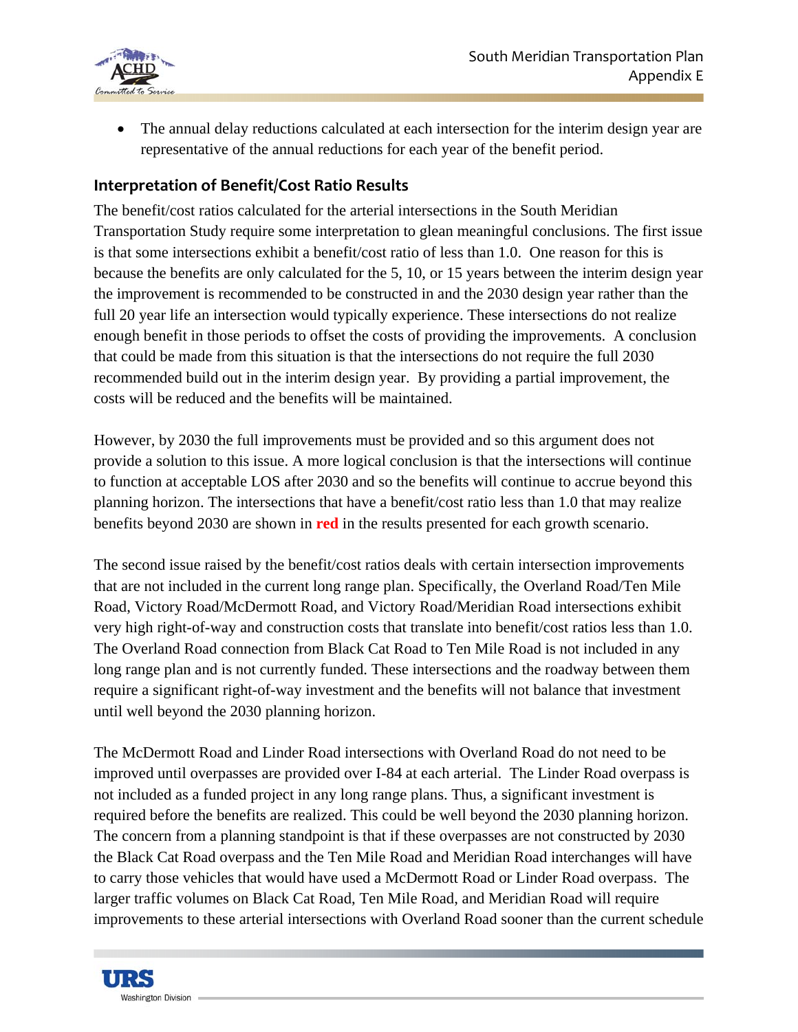- The annual delay reductions calculated at each intersection for the interim design year are representative of the annual reductions for each year of the benefit period.

### Interpretation of Benefit/Cost Ratio Results

The benefit/cost ratios calculated for the arterial intersections in the South Meridian Transportation Study require some interpretation to glean meaningful conclusions. The first issue is that some intersections exhibit a benefit/cost ratio of less than 1.0. One reason for this is because the benefits are only calculated for the 5, 10, or 15 years between the interim design year the improvement is recommended to be constructed in and the 2030 design year rather than the full 20 year life an intersection would typically experience. These intersections do not realize enough benefit in those periods to offset the costs of providing the improvements. A conclusion that could be made from this situation is that the intersections do not require the full 2030 recommended build out in the interim design year. By providing a partial improvement, the costs will be reduced and the benefits will be maintained.

However, by 2030 the full improvements must be provided and so this argument does not provide a solution to this issue. A more logical conclusion is that the intersections will continue to function at acceptable LOS after 2030 and so the benefits will continue to accrue beyond this planning horizon. The intersections that have a benefit/cost ratio less than 1.0 that may realize benefits beyond 2030 are shown in **red** in the results presented for each growth scenario.

The second issue raised by the benefit/cost ratios deals with certain intersection improvements that are not included in the current long range plan. Specifically, the Overland Road/Ten Mile Road, Victory Road/McDermott Road, and Victory Road/Meridian Road intersections exhibit very high right-of-way and construction costs that translate into benefit/cost ratios less than 1.0. The Overland Road connection from Black Cat Road to Ten Mile Road is not included in any long range plan and is not currently funded. These intersections and the roadway between them require a significant right-of-way investment and the benefits will not balance that investment until well beyond the 2030 planning horizon.

The McDermott Road and Linder Road intersections with Overland Road do not need to be improved until overpasses are provided over I-84 at each arterial. The Linder Road overpass is not included as a funded project in any long range plans. Thus, a significant investment is required before the benefits are realized. This could be well beyond the 2030 planning horizon. The concern from a planning standpoint is that if these overpasses are not constructed by 2030 the Black Cat Road overpass and the Ten Mile Road and Meridian Road interchanges will have to carry those vehicles that would have used a McDermott Road or Linder Road overpass. The larger traffic volumes on Black Cat Road, Ten Mile Road, and Meridian Road will require improvements to these arterial intersections with Overland Road sooner than the current schedule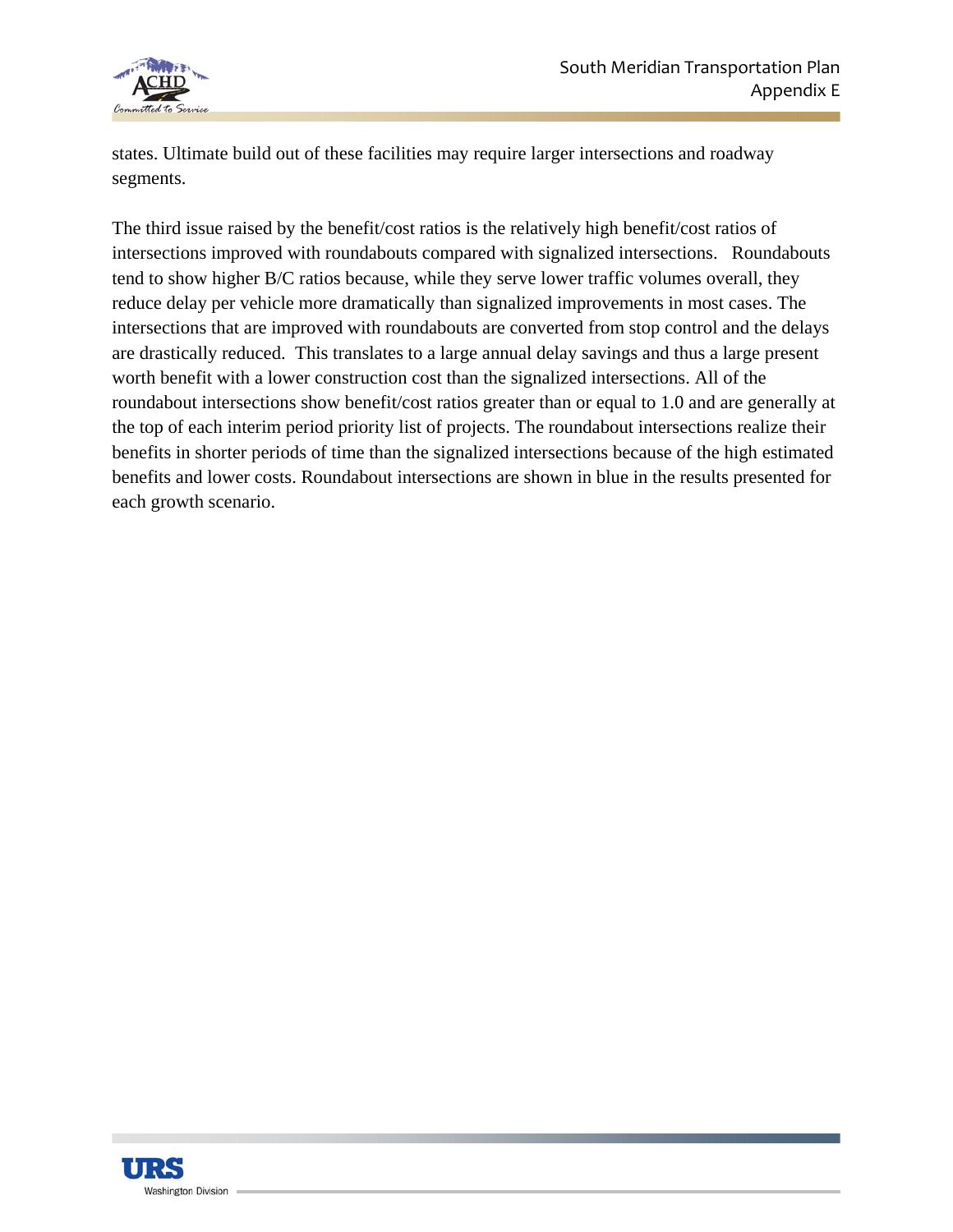states. Ultimate build out of these facilities may require larger intersections and roadway segments.

The third issue raised by the benefit/cost ratios is the relatively high benefit/cost ratios of intersections improved with roundabouts compared with signalized intersections. Roundabouts tend to show higher B/C ratios because, while they serve lower traffic volumes overall, they reduce delay per vehicle more dramatically than signalized improvements in most cases. The intersections that are improved with roundabouts are converted from stop control and the delays are drastically reduced. This translates to a large annual delay savings and thus a large present worth benefit with a lower construction cost than the signalized intersections. All of the roundabout intersections show benefit/cost ratios greater than or equal to 1.0 and are generally at the top of each interim period priority list of projects. The roundabout intersections realize their benefits in shorter periods of time than the signalized intersections because of the high estimated benefits and lower costs. Roundabout intersections are shown in blue in the results presented for each growth scenario.